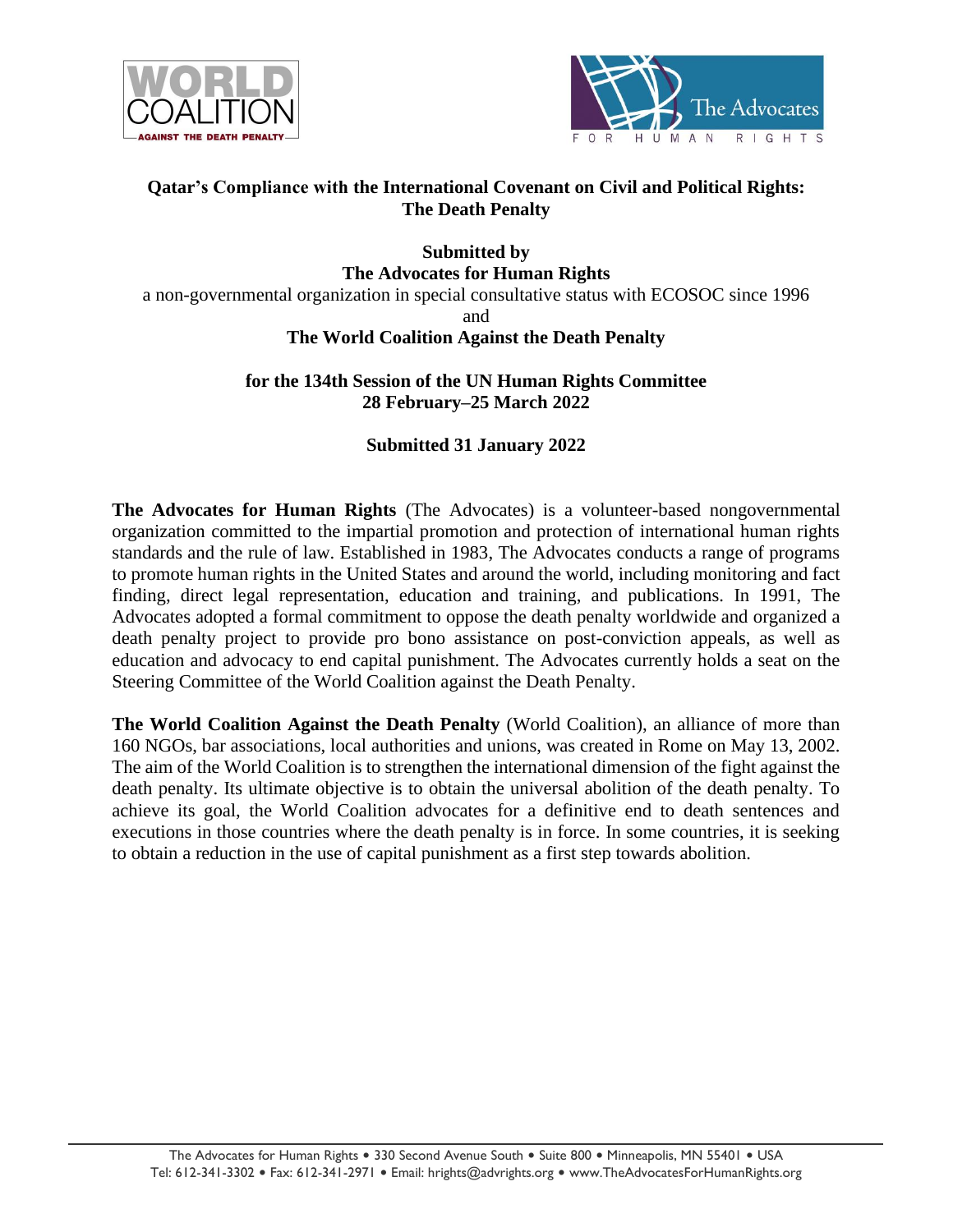# Qatar's Compliance with the International Covenant on Civil and Political Rights: The Death Penalty

**Submitted by**
**The Advocates for Human Rights**
a non-governmental organization in special consultative status with ECOSOC since 1996
and
**The World Coalition Against the Death Penalty**

**for the 134th Session of the UN Human Rights Committee**
**28 February–25 March 2022**

**Submitted 31 January 2022**

**The Advocates for Human Rights** (The Advocates) is a volunteer-based nongovernmental organization committed to the impartial promotion and protection of international human rights standards and the rule of law. Established in 1983, The Advocates conducts a range of programs to promote human rights in the United States and around the world, including monitoring and fact finding, direct legal representation, education and training, and publications. In 1991, The Advocates adopted a formal commitment to oppose the death penalty worldwide and organized a death penalty project to provide pro bono assistance on post-conviction appeals, as well as education and advocacy to end capital punishment. The Advocates currently holds a seat on the Steering Committee of the World Coalition against the Death Penalty.

**The World Coalition Against the Death Penalty** (World Coalition), an alliance of more than 160 NGOs, bar associations, local authorities and unions, was created in Rome on May 13, 2002. The aim of the World Coalition is to strengthen the international dimension of the fight against the death penalty. Its ultimate objective is to obtain the universal abolition of the death penalty. To achieve its goal, the World Coalition advocates for a definitive end to death sentences and executions in those countries where the death penalty is in force. In some countries, it is seeking to obtain a reduction in the use of capital punishment as a first step towards abolition.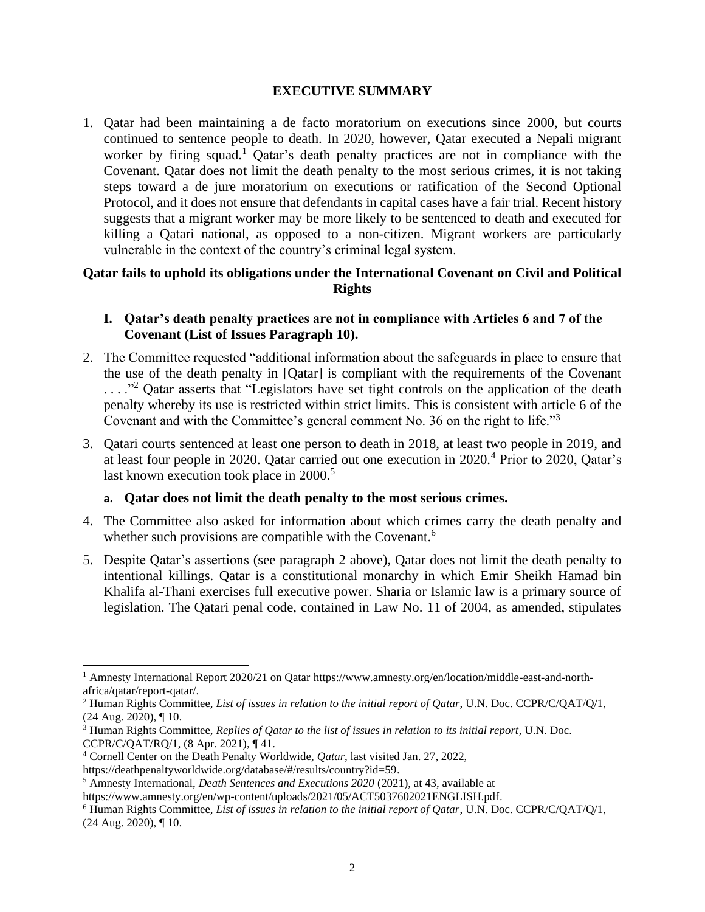## EXECUTIVE SUMMARY

1. Qatar had been maintaining a de facto moratorium on executions since 2000, but courts continued to sentence people to death. In 2020, however, Qatar executed a Nepali migrant worker by firing squad.[1] Qatar's death penalty practices are not in compliance with the Covenant. Qatar does not limit the death penalty to the most serious crimes, it is not taking steps toward a de jure moratorium on executions or ratification of the Second Optional Protocol, and it does not ensure that defendants in capital cases have a fair trial. Recent history suggests that a migrant worker may be more likely to be sentenced to death and executed for killing a Qatari national, as opposed to a non-citizen. Migrant workers are particularly vulnerable in the context of the country's criminal legal system.

## Qatar fails to uphold its obligations under the International Covenant on Civil and Political Rights

### I. Qatar's death penalty practices are not in compliance with Articles 6 and 7 of the Covenant (List of Issues Paragraph 10).

2. The Committee requested "additional information about the safeguards in place to ensure that the use of the death penalty in [Qatar] is compliant with the requirements of the Covenant . . . ."[2] Qatar asserts that "Legislators have set tight controls on the application of the death penalty whereby its use is restricted within strict limits. This is consistent with article 6 of the Covenant and with the Committee's general comment No. 36 on the right to life."[3]

3. Qatari courts sentenced at least one person to death in 2018, at least two people in 2019, and at least four people in 2020. Qatar carried out one execution in 2020.[4] Prior to 2020, Qatar's last known execution took place in 2000.[5]

#### a. Qatar does not limit the death penalty to the most serious crimes.

4. The Committee also asked for information about which crimes carry the death penalty and whether such provisions are compatible with the Covenant.[6]

5. Despite Qatar's assertions (see paragraph 2 above), Qatar does not limit the death penalty to intentional killings. Qatar is a constitutional monarchy in which Emir Sheikh Hamad bin Khalifa al-Thani exercises full executive power. Sharia or Islamic law is a primary source of legislation. The Qatari penal code, contained in Law No. 11 of 2004, as amended, stipulates

---

[1] Amnesty International Report 2020/21 on Qatar https://www.amnesty.org/en/location/middle-east-and-north-africa/qatar/report-qatar/.

[2] Human Rights Committee, *List of issues in relation to the initial report of Qatar*, U.N. Doc. CCPR/C/QAT/Q/1, (24 Aug. 2020), ¶ 10.

[3] Human Rights Committee, *Replies of Qatar to the list of issues in relation to its initial report*, U.N. Doc. CCPR/C/QAT/RQ/1, (8 Apr. 2021), ¶ 41.

[4] Cornell Center on the Death Penalty Worldwide, *Qatar*, last visited Jan. 27, 2022, https://deathpenaltyworldwide.org/database/#/results/country?id=59.

[5] Amnesty International, *Death Sentences and Executions 2020* (2021), at 43, available at https://www.amnesty.org/en/wp-content/uploads/2021/05/ACT5037602021ENGLISH.pdf.

[6] Human Rights Committee, *List of issues in relation to the initial report of Qatar*, U.N. Doc. CCPR/C/QAT/Q/1, (24 Aug. 2020), ¶ 10.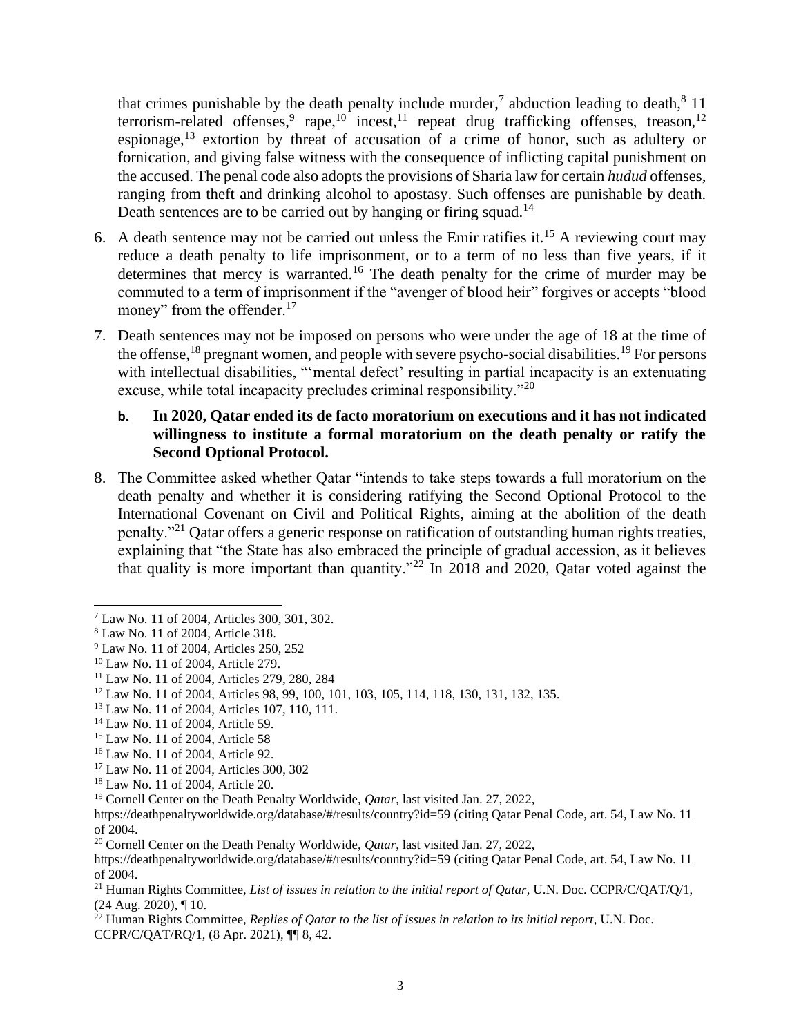that crimes punishable by the death penalty include murder,[7] abduction leading to death,[8] 11 terrorism-related offenses,[9] rape,[10] incest,[11] repeat drug trafficking offenses, treason,[12] espionage,[13] extortion by threat of accusation of a crime of honor, such as adultery or fornication, and giving false witness with the consequence of inflicting capital punishment on the accused. The penal code also adopts the provisions of Sharia law for certain *hudud* offenses, ranging from theft and drinking alcohol to apostasy. Such offenses are punishable by death. Death sentences are to be carried out by hanging or firing squad.[14]

6. A death sentence may not be carried out unless the Emir ratifies it.[15] A reviewing court may reduce a death penalty to life imprisonment, or to a term of no less than five years, if it determines that mercy is warranted.[16] The death penalty for the crime of murder may be commuted to a term of imprisonment if the "avenger of blood heir" forgives or accepts "blood money" from the offender.[17]

7. Death sentences may not be imposed on persons who were under the age of 18 at the time of the offense,[18] pregnant women, and people with severe psycho-social disabilities.[19] For persons with intellectual disabilities, "'mental defect' resulting in partial incapacity is an extenuating excuse, while total incapacity precludes criminal responsibility."[20]

**b. In 2020, Qatar ended its de facto moratorium on executions and it has not indicated willingness to institute a formal moratorium on the death penalty or ratify the Second Optional Protocol.**

8. The Committee asked whether Qatar "intends to take steps towards a full moratorium on the death penalty and whether it is considering ratifying the Second Optional Protocol to the International Covenant on Civil and Political Rights, aiming at the abolition of the death penalty."[21] Qatar offers a generic response on ratification of outstanding human rights treaties, explaining that "the State has also embraced the principle of gradual accession, as it believes that quality is more important than quantity."[22] In 2018 and 2020, Qatar voted against the

---

[7] Law No. 11 of 2004, Articles 300, 301, 302.

[8] Law No. 11 of 2004, Article 318.

[9] Law No. 11 of 2004, Articles 250, 252

[10] Law No. 11 of 2004, Article 279.

[11] Law No. 11 of 2004, Articles 279, 280, 284

[12] Law No. 11 of 2004, Articles 98, 99, 100, 101, 103, 105, 114, 118, 130, 131, 132, 135.

[13] Law No. 11 of 2004, Articles 107, 110, 111.

[14] Law No. 11 of 2004, Article 59.

[15] Law No. 11 of 2004, Article 58

[16] Law No. 11 of 2004, Article 92.

[17] Law No. 11 of 2004, Articles 300, 302

[18] Law No. 11 of 2004, Article 20.

[19] Cornell Center on the Death Penalty Worldwide, *Qatar*, last visited Jan. 27, 2022, https://deathpenaltyworldwide.org/database/#/results/country?id=59 (citing Qatar Penal Code, art. 54, Law No. 11 of 2004.

[20] Cornell Center on the Death Penalty Worldwide, *Qatar*, last visited Jan. 27, 2022, https://deathpenaltyworldwide.org/database/#/results/country?id=59 (citing Qatar Penal Code, art. 54, Law No. 11 of 2004.

[21] Human Rights Committee, *List of issues in relation to the initial report of Qatar*, U.N. Doc. CCPR/C/QAT/Q/1, (24 Aug. 2020), ¶ 10.

[22] Human Rights Committee, *Replies of Qatar to the list of issues in relation to its initial report*, U.N. Doc. CCPR/C/QAT/RQ/1, (8 Apr. 2021), ¶¶ 8, 42.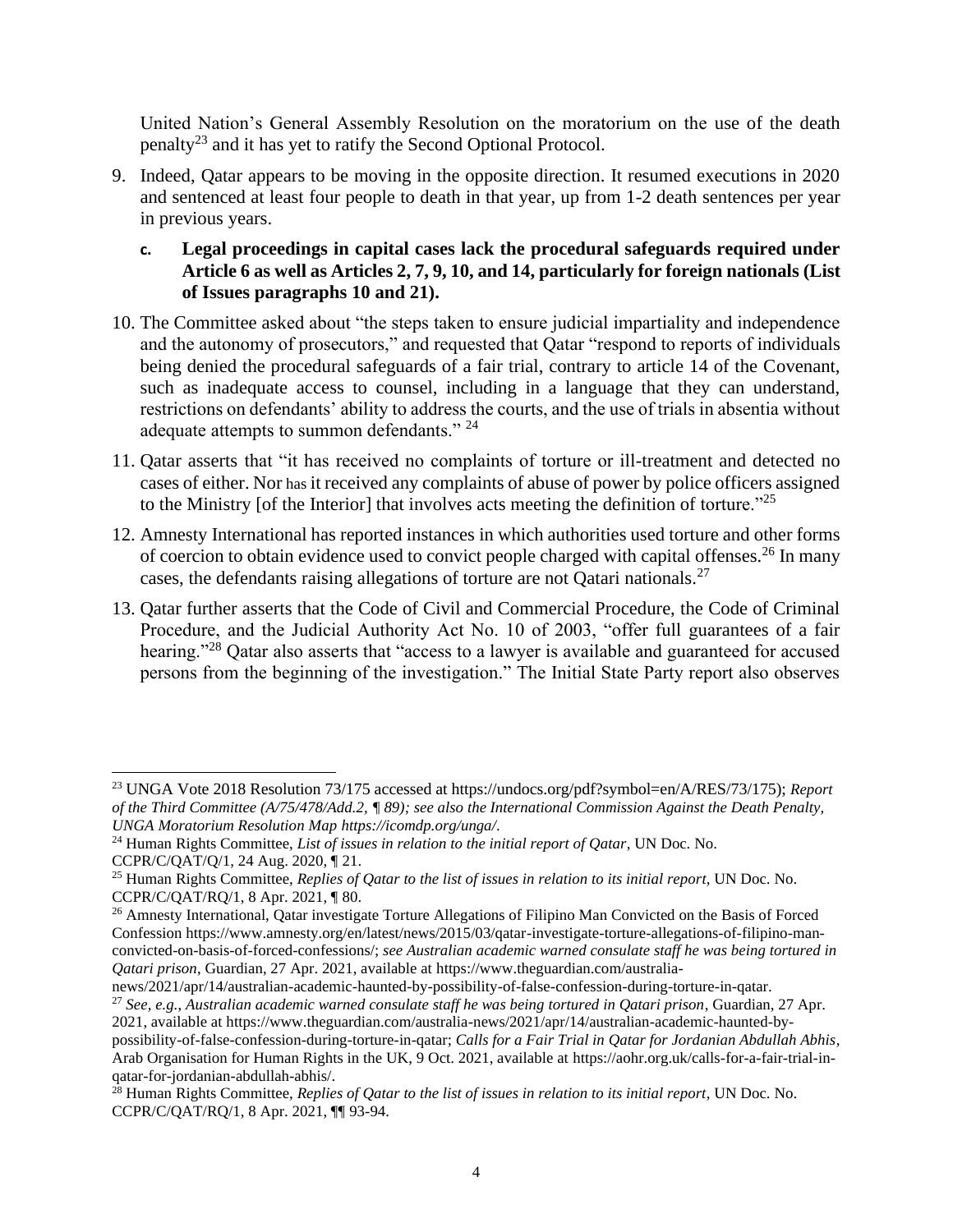United Nation's General Assembly Resolution on the moratorium on the use of the death penalty[23] and it has yet to ratify the Second Optional Protocol.

9. Indeed, Qatar appears to be moving in the opposite direction. It resumed executions in 2020 and sentenced at least four people to death in that year, up from 1-2 death sentences per year in previous years.

   **c. Legal proceedings in capital cases lack the procedural safeguards required under Article 6 as well as Articles 2, 7, 9, 10, and 14, particularly for foreign nationals (List of Issues paragraphs 10 and 21).**

10. The Committee asked about "the steps taken to ensure judicial impartiality and independence and the autonomy of prosecutors," and requested that Qatar "respond to reports of individuals being denied the procedural safeguards of a fair trial, contrary to article 14 of the Covenant, such as inadequate access to counsel, including in a language that they can understand, restrictions on defendants' ability to address the courts, and the use of trials in absentia without adequate attempts to summon defendants." [24]

11. Qatar asserts that "it has received no complaints of torture or ill-treatment and detected no cases of either. Nor has it received any complaints of abuse of power by police officers assigned to the Ministry [of the Interior] that involves acts meeting the definition of torture."[25]

12. Amnesty International has reported instances in which authorities used torture and other forms of coercion to obtain evidence used to convict people charged with capital offenses.[26] In many cases, the defendants raising allegations of torture are not Qatari nationals.[27]

13. Qatar further asserts that the Code of Civil and Commercial Procedure, the Code of Criminal Procedure, and the Judicial Authority Act No. 10 of 2003, "offer full guarantees of a fair hearing."[28] Qatar also asserts that "access to a lawyer is available and guaranteed for accused persons from the beginning of the investigation." The Initial State Party report also observes

---

[23] UNGA Vote 2018 Resolution 73/175 accessed at https://undocs.org/pdf?symbol=en/A/RES/73/175); *Report of the Third Committee (A/75/478/Add.2, ¶ 89); see also the International Commission Against the Death Penalty, UNGA Moratorium Resolution Map https://icomdp.org/unga/.*

[24] Human Rights Committee, *List of issues in relation to the initial report of Qatar*, UN Doc. No. CCPR/C/QAT/Q/1, 24 Aug. 2020, ¶ 21.

[25] Human Rights Committee, *Replies of Qatar to the list of issues in relation to its initial report*, UN Doc. No. CCPR/C/QAT/RQ/1, 8 Apr. 2021, ¶ 80.

[26] Amnesty International, Qatar investigate Torture Allegations of Filipino Man Convicted on the Basis of Forced Confession https://www.amnesty.org/en/latest/news/2015/03/qatar-investigate-torture-allegations-of-filipino-man-convicted-on-basis-of-forced-confessions/; *see Australian academic warned consulate staff he was being tortured in Qatari prison*, Guardian, 27 Apr. 2021, available at https://www.theguardian.com/australia-news/2021/apr/14/australian-academic-haunted-by-possibility-of-false-confession-during-torture-in-qatar.

[27] *See, e.g.*, *Australian academic warned consulate staff he was being tortured in Qatari prison*, Guardian, 27 Apr. 2021, available at https://www.theguardian.com/australia-news/2021/apr/14/australian-academic-haunted-by-possibility-of-false-confession-during-torture-in-qatar; *Calls for a Fair Trial in Qatar for Jordanian Abdullah Abhis*, Arab Organisation for Human Rights in the UK, 9 Oct. 2021, available at https://aohr.org.uk/calls-for-a-fair-trial-in-qatar-for-jordanian-abdullah-abhis/.

[28] Human Rights Committee, *Replies of Qatar to the list of issues in relation to its initial report*, UN Doc. No. CCPR/C/QAT/RQ/1, 8 Apr. 2021, ¶¶ 93-94.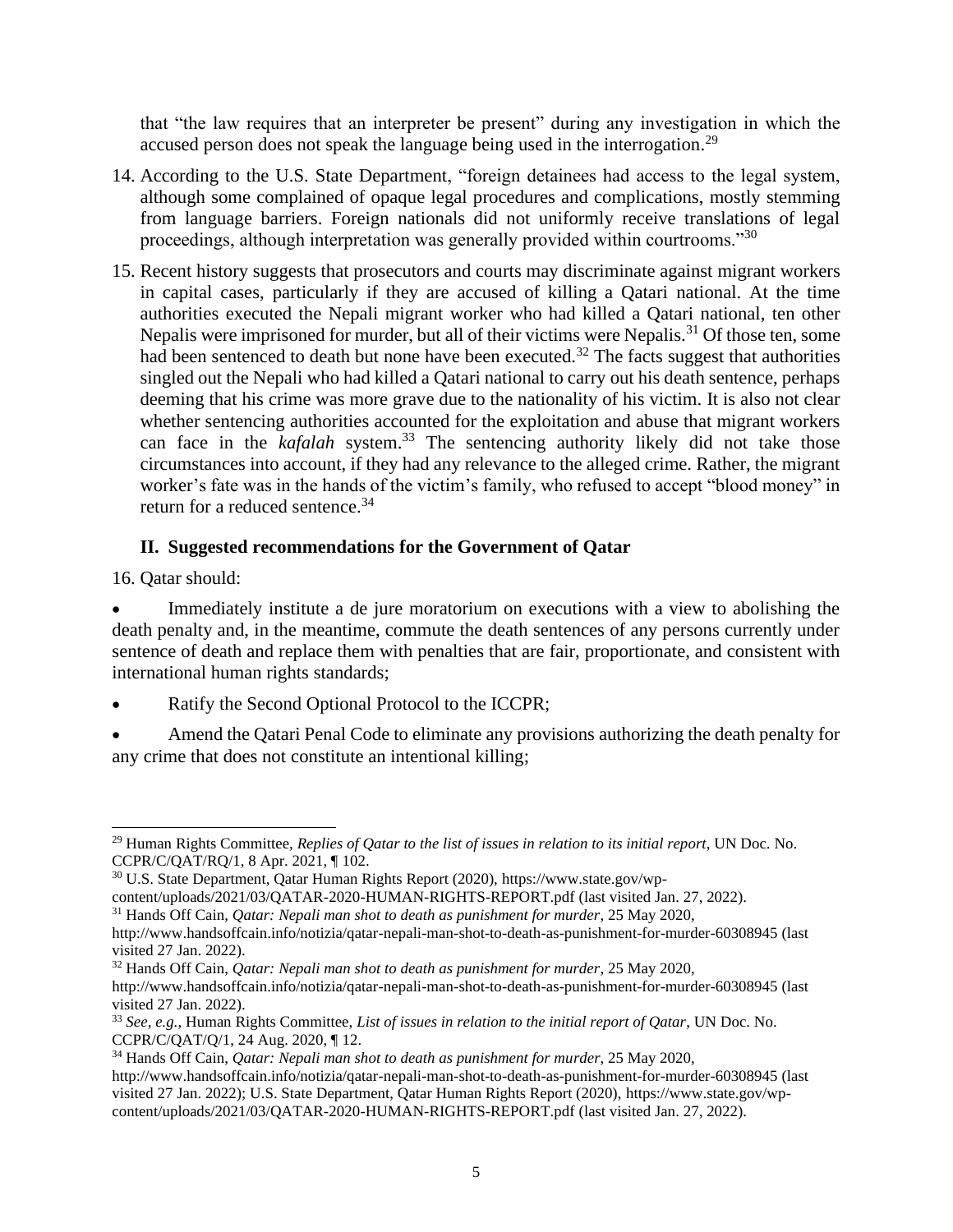that "the law requires that an interpreter be present" during any investigation in which the accused person does not speak the language being used in the interrogation.[29]

14. According to the U.S. State Department, "foreign detainees had access to the legal system, although some complained of opaque legal procedures and complications, mostly stemming from language barriers. Foreign nationals did not uniformly receive translations of legal proceedings, although interpretation was generally provided within courtrooms."[30]

15. Recent history suggests that prosecutors and courts may discriminate against migrant workers in capital cases, particularly if they are accused of killing a Qatari national. At the time authorities executed the Nepali migrant worker who had killed a Qatari national, ten other Nepalis were imprisoned for murder, but all of their victims were Nepalis.[31] Of those ten, some had been sentenced to death but none have been executed.[32] The facts suggest that authorities singled out the Nepali who had killed a Qatari national to carry out his death sentence, perhaps deeming that his crime was more grave due to the nationality of his victim. It is also not clear whether sentencing authorities accounted for the exploitation and abuse that migrant workers can face in the *kafalah* system.[33] The sentencing authority likely did not take those circumstances into account, if they had any relevance to the alleged crime. Rather, the migrant worker's fate was in the hands of the victim's family, who refused to accept "blood money" in return for a reduced sentence.[34]

## II. Suggested recommendations for the Government of Qatar

16. Qatar should:

- Immediately institute a de jure moratorium on executions with a view to abolishing the death penalty and, in the meantime, commute the death sentences of any persons currently under sentence of death and replace them with penalties that are fair, proportionate, and consistent with international human rights standards;
- Ratify the Second Optional Protocol to the ICCPR;
- Amend the Qatari Penal Code to eliminate any provisions authorizing the death penalty for any crime that does not constitute an intentional killing;

---

[29] Human Rights Committee, *Replies of Qatar to the list of issues in relation to its initial report*, UN Doc. No. CCPR/C/QAT/RQ/1, 8 Apr. 2021, ¶ 102.

[30] U.S. State Department, Qatar Human Rights Report (2020), https://www.state.gov/wp-content/uploads/2021/03/QATAR-2020-HUMAN-RIGHTS-REPORT.pdf (last visited Jan. 27, 2022).

[31] Hands Off Cain, *Qatar: Nepali man shot to death as punishment for murder*, 25 May 2020, http://www.handsoffcain.info/notizia/qatar-nepali-man-shot-to-death-as-punishment-for-murder-60308945 (last visited 27 Jan. 2022).

[32] Hands Off Cain, *Qatar: Nepali man shot to death as punishment for murder*, 25 May 2020, http://www.handsoffcain.info/notizia/qatar-nepali-man-shot-to-death-as-punishment-for-murder-60308945 (last visited 27 Jan. 2022).

[33] *See, e.g.*, Human Rights Committee, *List of issues in relation to the initial report of Qatar*, UN Doc. No. CCPR/C/QAT/Q/1, 24 Aug. 2020, ¶ 12.

[34] Hands Off Cain, *Qatar: Nepali man shot to death as punishment for murder*, 25 May 2020, http://www.handsoffcain.info/notizia/qatar-nepali-man-shot-to-death-as-punishment-for-murder-60308945 (last visited 27 Jan. 2022); U.S. State Department, Qatar Human Rights Report (2020), https://www.state.gov/wp-content/uploads/2021/03/QATAR-2020-HUMAN-RIGHTS-REPORT.pdf (last visited Jan. 27, 2022).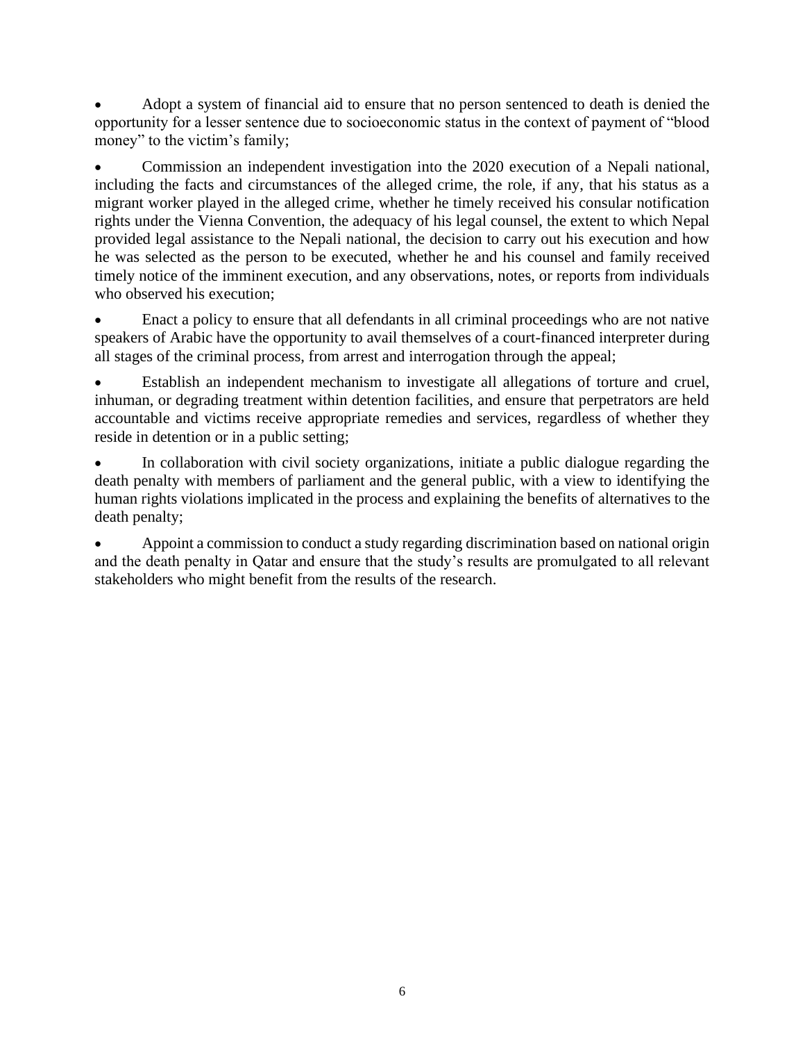- Adopt a system of financial aid to ensure that no person sentenced to death is denied the opportunity for a lesser sentence due to socioeconomic status in the context of payment of "blood money" to the victim's family;
- Commission an independent investigation into the 2020 execution of a Nepali national, including the facts and circumstances of the alleged crime, the role, if any, that his status as a migrant worker played in the alleged crime, whether he timely received his consular notification rights under the Vienna Convention, the adequacy of his legal counsel, the extent to which Nepal provided legal assistance to the Nepali national, the decision to carry out his execution and how he was selected as the person to be executed, whether he and his counsel and family received timely notice of the imminent execution, and any observations, notes, or reports from individuals who observed his execution;
- Enact a policy to ensure that all defendants in all criminal proceedings who are not native speakers of Arabic have the opportunity to avail themselves of a court-financed interpreter during all stages of the criminal process, from arrest and interrogation through the appeal;
- Establish an independent mechanism to investigate all allegations of torture and cruel, inhuman, or degrading treatment within detention facilities, and ensure that perpetrators are held accountable and victims receive appropriate remedies and services, regardless of whether they reside in detention or in a public setting;
- In collaboration with civil society organizations, initiate a public dialogue regarding the death penalty with members of parliament and the general public, with a view to identifying the human rights violations implicated in the process and explaining the benefits of alternatives to the death penalty;
- Appoint a commission to conduct a study regarding discrimination based on national origin and the death penalty in Qatar and ensure that the study's results are promulgated to all relevant stakeholders who might benefit from the results of the research.